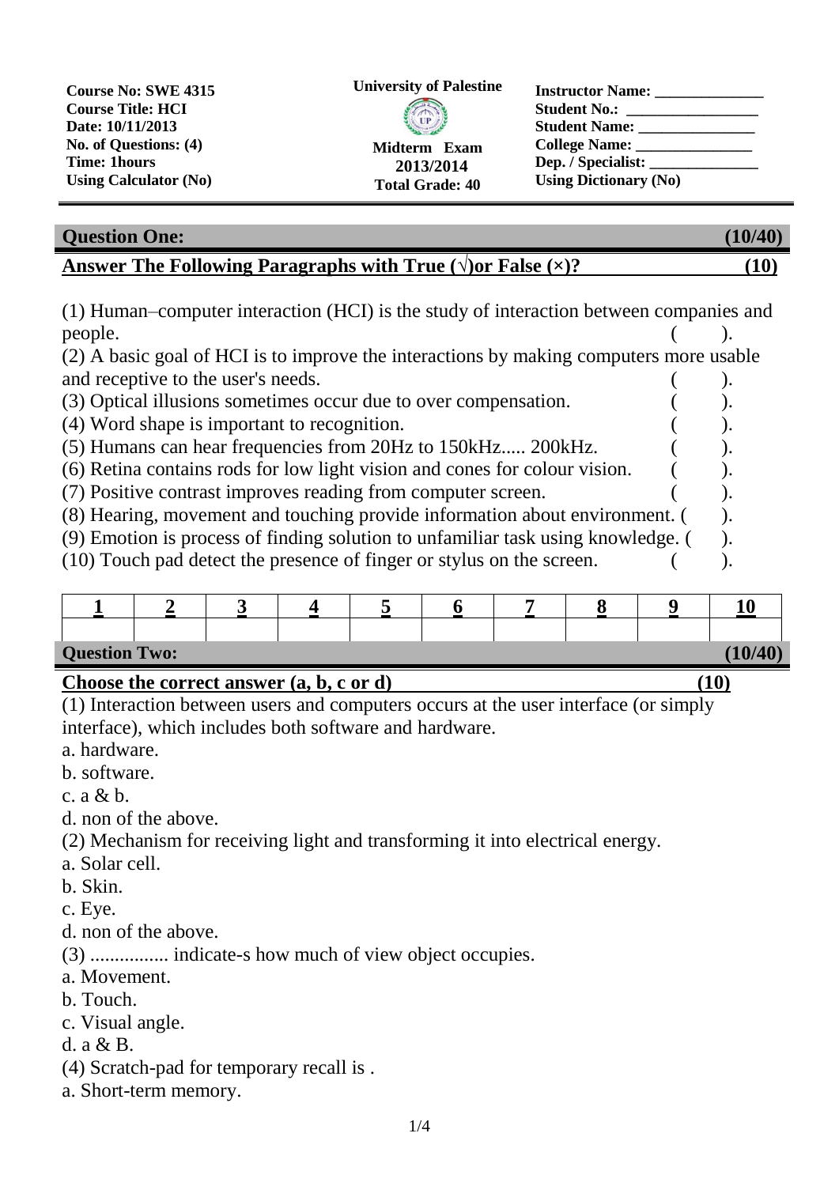| Course No: SWE 4315 | University of Palestine | Instructor Name: ______________ |
|---|---|---|
| Course Title: HCI | | Student No.: ________________ |
| Date: 10/11/2013 | | Student Name: _______________ |
| No. of Questions: (4) | Midterm Exam | College Name: _______________ |
| Time: 1hours | 2013/2014 | Dep. / Specialist: ______________ |
| Using Calculator (No) | Total Grade: 40 | Using Dictionary (No) |

## Question One: (10/40)

**Answer The Following Paragraphs with True (√)or False (×)? (10)**

(1) Human–computer interaction (HCI) is the study of interaction between companies and people. (   ).

(2) A basic goal of HCI is to improve the interactions by making computers more usable and receptive to the user's needs. (   ).

(3) Optical illusions sometimes occur due to over compensation. (   ).

(4) Word shape is important to recognition. (   ).

(5) Humans can hear frequencies from 20Hz to 150kHz..... 200kHz. (   ).

(6) Retina contains rods for low light vision and cones for colour vision. (   ).

(7) Positive contrast improves reading from computer screen. (   ).

(8) Hearing, movement and touching provide information about environment. (   ).

(9) Emotion is process of finding solution to unfamiliar task using knowledge. (   ).

(10) Touch pad detect the presence of finger or stylus on the screen. (   ).

| 1 | 2 | 3 | 4 | 5 | 6 | 7 | 8 | 9 | 10 |
|---|---|---|---|---|---|---|---|---|---|
| | | | | | | | | | |

## Question Two: (10/40)

**Choose the correct answer (a, b, c or d) (10)**

(1) Interaction between users and computers occurs at the user interface (or simply interface), which includes both software and hardware.

a. hardware.

b. software.

c. a & b.

d. non of the above.

(2) Mechanism for receiving light and transforming it into electrical energy.

a. Solar cell.

b. Skin.

c. Eye.

d. non of the above.

(3) ................ indicate-s how much of view object occupies.

a. Movement.

b. Touch.

c. Visual angle.

d. a & B.

(4) Scratch-pad for temporary recall is .

a. Short-term memory.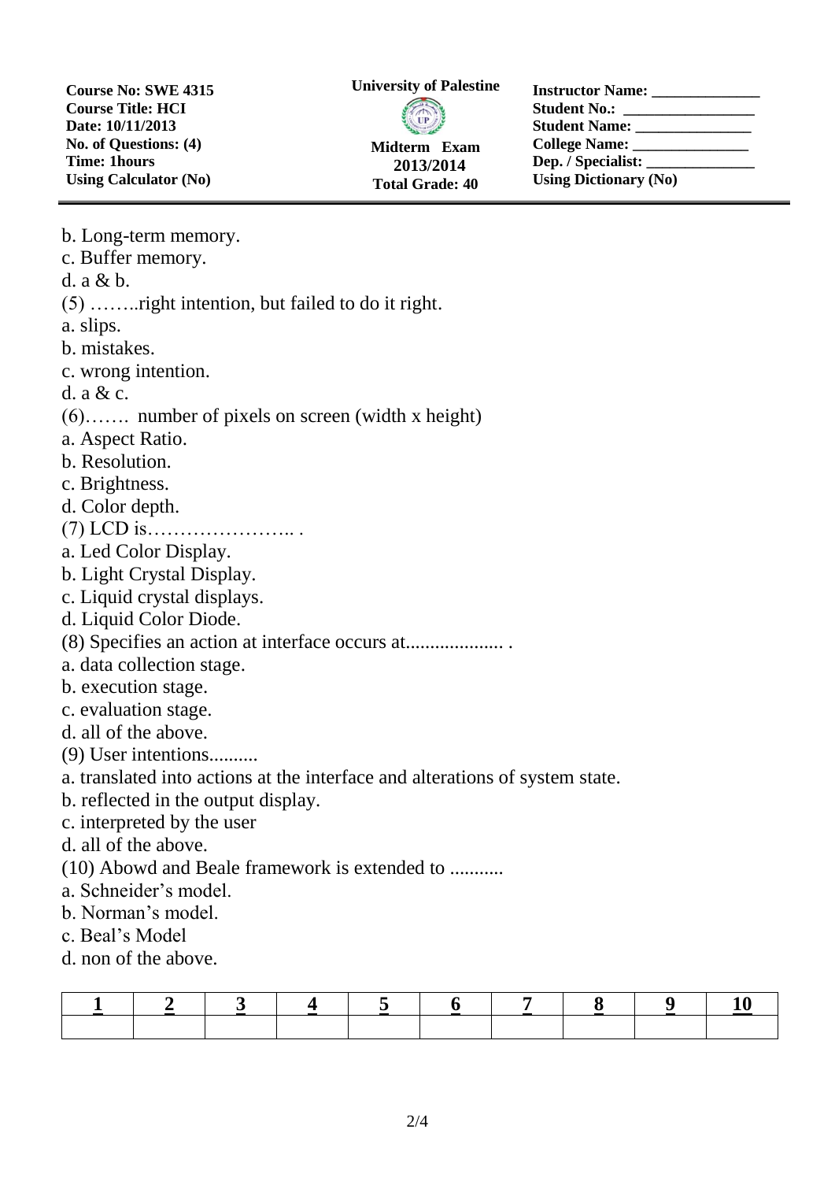b. Long-term memory.
c. Buffer memory.
d. a & b.

(5) ……..right intention, but failed to do it right.
a. slips.
b. mistakes.
c. wrong intention.
d. a & c.

(6)……. number of pixels on screen (width x height)
a. Aspect Ratio.
b. Resolution.
c. Brightness.
d. Color depth.

(7) LCD is………………….. .
a. Led Color Display.
b. Light Crystal Display.
c. Liquid crystal displays.
d. Liquid Color Diode.

(8) Specifies an action at interface occurs at.................... .
a. data collection stage.
b. execution stage.
c. evaluation stage.
d. all of the above.

(9) User intentions..........
a. translated into actions at the interface and alterations of system state.
b. reflected in the output display.
c. interpreted by the user
d. all of the above.

(10) Abowd and Beale framework is extended to ...........
a. Schneider's model.
b. Norman's model.
c. Beal's Model
d. non of the above.

| 1 | 2 | 3 | 4 | 5 | 6 | 7 | 8 | 9 | 10 |
|---|---|---|---|---|---|---|---|---|---|
| | | | | | | | | | |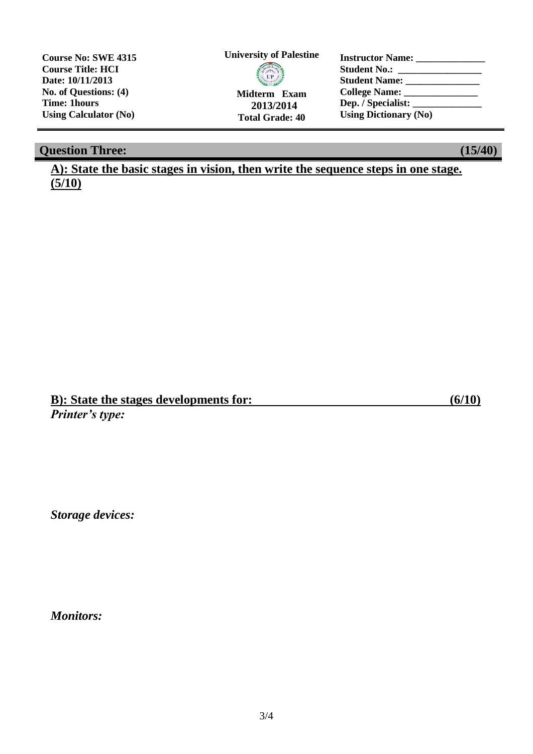| Course No: SWE 4315 | University of Palestine | Instructor Name: ______________ |
| --- | --- | --- |
| Course Title: HCI | | Student No.: ________________ |
| Date: 10/11/2013 | | Student Name: _______________ |
| No. of Questions: (4) | Midterm Exam | College Name: _______________ |
| Time: 1hours | 2013/2014 | Dep. / Specialist: ______________ |
| Using Calculator (No) | Total Grade: 40 | Using Dictionary (No) |

## Question Three: (15/40)

**A): State the basic stages in vision, then write the sequence steps in one stage. (5/10)**

**B): State the stages developments for: (6/10)**

***Printer's type:***

***Storage devices:***

***Monitors:***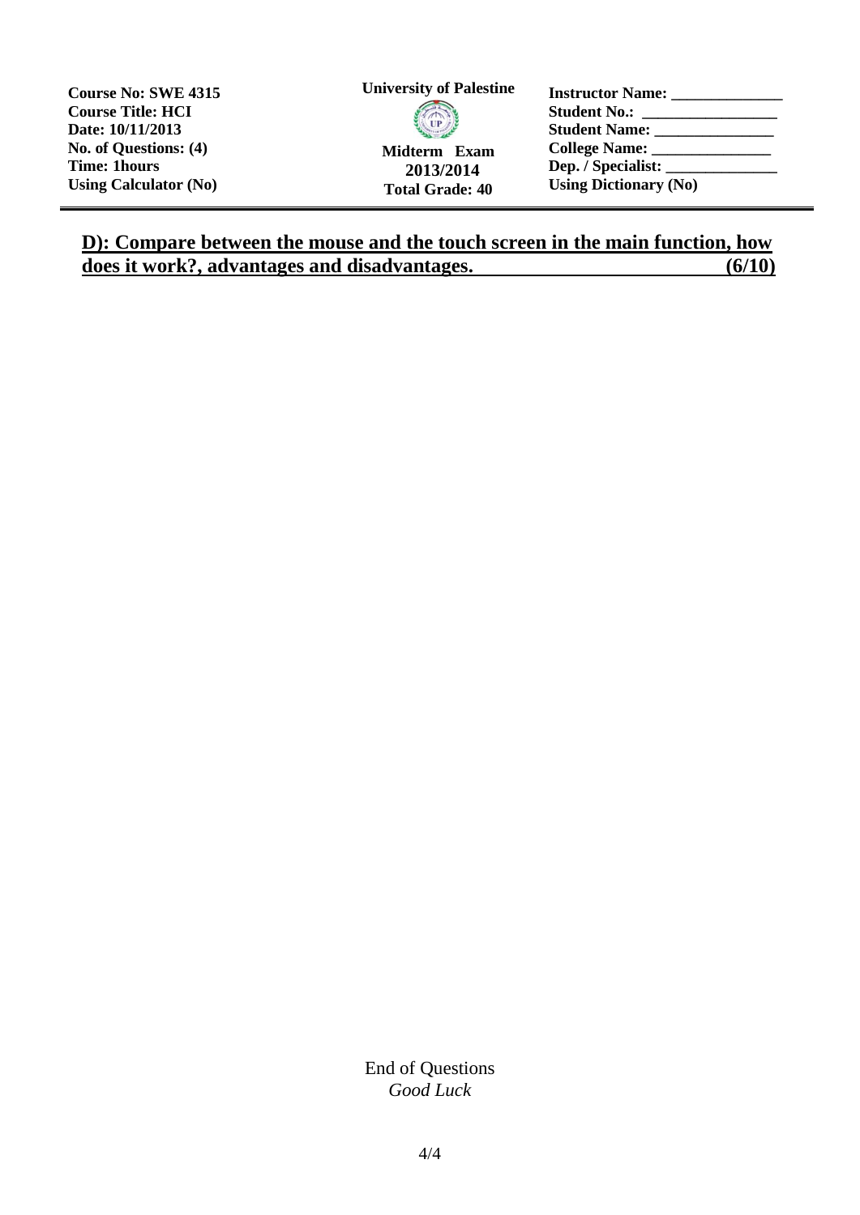**D): Compare between the mouse and the touch screen in the main function, how does it work?, advantages and disadvantages. (6/10)**

End of Questions

*Good Luck*